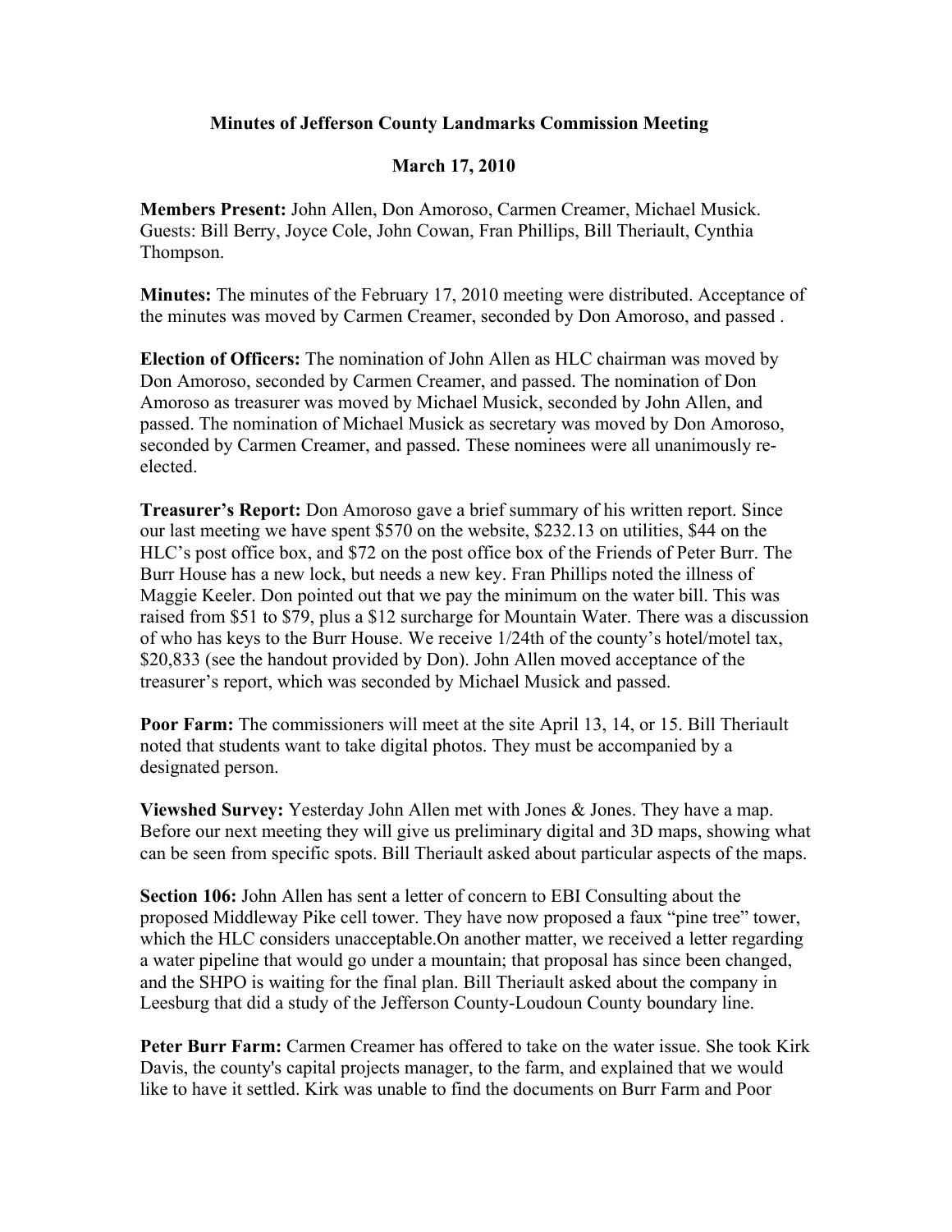**Minutes of Jefferson County Landmarks Commission Meeting**

**March 17, 2010**

**Members Present:** John Allen, Don Amoroso, Carmen Creamer, Michael Musick. Guests: Bill Berry, Joyce Cole, John Cowan, Fran Phillips, Bill Theriault, Cynthia Thompson.

**Minutes:** The minutes of the February 17, 2010 meeting were distributed. Acceptance of the minutes was moved by Carmen Creamer, seconded by Don Amoroso, and passed .

**Election of Officers:** The nomination of John Allen as HLC chairman was moved by Don Amoroso, seconded by Carmen Creamer, and passed. The nomination of Don Amoroso as treasurer was moved by Michael Musick, seconded by John Allen, and passed. The nomination of Michael Musick as secretary was moved by Don Amoroso, seconded by Carmen Creamer, and passed. These nominees were all unanimously re-elected.

**Treasurer's Report:** Don Amoroso gave a brief summary of his written report. Since our last meeting we have spent $570 on the website, $232.13 on utilities, $44 on the HLC's post office box, and $72 on the post office box of the Friends of Peter Burr. The Burr House has a new lock, but needs a new key. Fran Phillips noted the illness of Maggie Keeler. Don pointed out that we pay the minimum on the water bill. This was raised from $51 to $79, plus a $12 surcharge for Mountain Water. There was a discussion of who has keys to the Burr House. We receive 1/24th of the county's hotel/motel tax, $20,833 (see the handout provided by Don). John Allen moved acceptance of the treasurer's report, which was seconded by Michael Musick and passed.

**Poor Farm:** The commissioners will meet at the site April 13, 14, or 15. Bill Theriault noted that students want to take digital photos. They must be accompanied by a designated person.

**Viewshed Survey:** Yesterday John Allen met with Jones & Jones. They have a map. Before our next meeting they will give us preliminary digital and 3D maps, showing what can be seen from specific spots. Bill Theriault asked about particular aspects of the maps.

**Section 106:** John Allen has sent a letter of concern to EBI Consulting about the proposed Middleway Pike cell tower. They have now proposed a faux "pine tree" tower, which the HLC considers unacceptable.On another matter, we received a letter regarding a water pipeline that would go under a mountain; that proposal has since been changed, and the SHPO is waiting for the final plan. Bill Theriault asked about the company in Leesburg that did a study of the Jefferson County-Loudoun County boundary line.

**Peter Burr Farm:** Carmen Creamer has offered to take on the water issue. She took Kirk Davis, the county's capital projects manager, to the farm, and explained that we would like to have it settled. Kirk was unable to find the documents on Burr Farm and Poor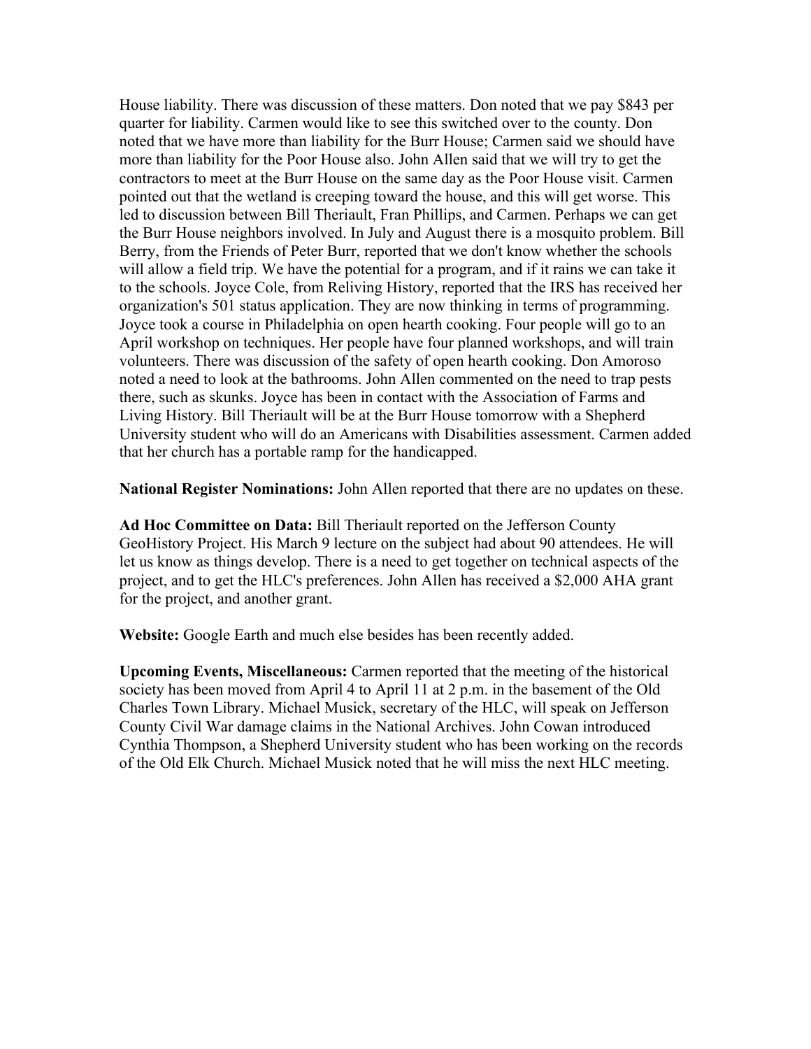House liability. There was discussion of these matters. Don noted that we pay $843 per quarter for liability. Carmen would like to see this switched over to the county. Don noted that we have more than liability for the Burr House; Carmen said we should have more than liability for the Poor House also. John Allen said that we will try to get the contractors to meet at the Burr House on the same day as the Poor House visit. Carmen pointed out that the wetland is creeping toward the house, and this will get worse. This led to discussion between Bill Theriault, Fran Phillips, and Carmen. Perhaps we can get the Burr House neighbors involved. In July and August there is a mosquito problem. Bill Berry, from the Friends of Peter Burr, reported that we don't know whether the schools will allow a field trip. We have the potential for a program, and if it rains we can take it to the schools. Joyce Cole, from Reliving History, reported that the IRS has received her organization's 501 status application. They are now thinking in terms of programming. Joyce took a course in Philadelphia on open hearth cooking. Four people will go to an April workshop on techniques. Her people have four planned workshops, and will train volunteers. There was discussion of the safety of open hearth cooking. Don Amoroso noted a need to look at the bathrooms. John Allen commented on the need to trap pests there, such as skunks. Joyce has been in contact with the Association of Farms and Living History. Bill Theriault will be at the Burr House tomorrow with a Shepherd University student who will do an Americans with Disabilities assessment. Carmen added that her church has a portable ramp for the handicapped.

**National Register Nominations:** John Allen reported that there are no updates on these.

**Ad Hoc Committee on Data:** Bill Theriault reported on the Jefferson County GeoHistory Project. His March 9 lecture on the subject had about 90 attendees. He will let us know as things develop. There is a need to get together on technical aspects of the project, and to get the HLC's preferences. John Allen has received a $2,000 AHA grant for the project, and another grant.

**Website:** Google Earth and much else besides has been recently added.

**Upcoming Events, Miscellaneous:** Carmen reported that the meeting of the historical society has been moved from April 4 to April 11 at 2 p.m. in the basement of the Old Charles Town Library. Michael Musick, secretary of the HLC, will speak on Jefferson County Civil War damage claims in the National Archives. John Cowan introduced Cynthia Thompson, a Shepherd University student who has been working on the records of the Old Elk Church. Michael Musick noted that he will miss the next HLC meeting.